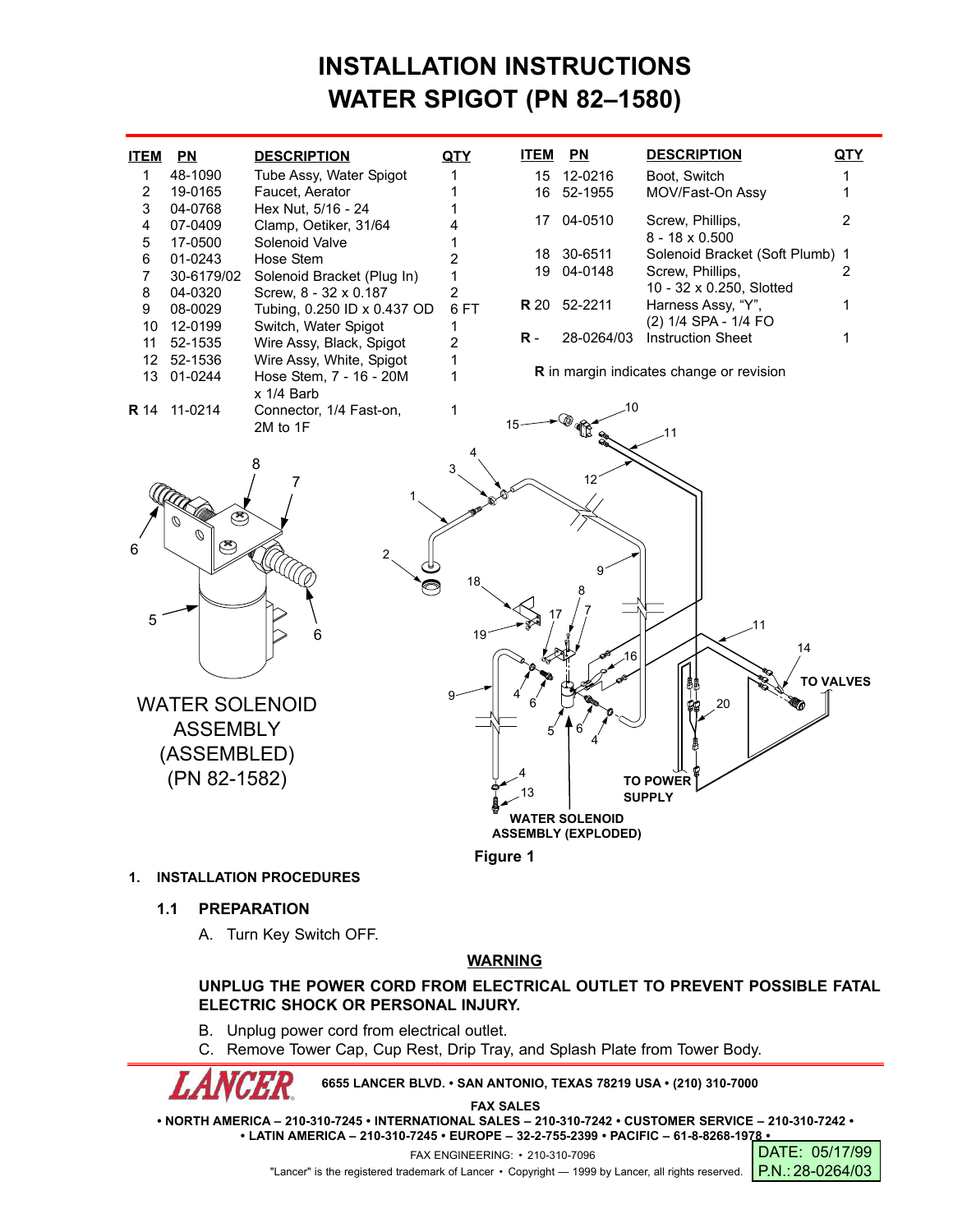# INSTALLATION INSTRUCTIONS
# WATER SPIGOT (PN 82–1580)

| ITEM | PN | DESCRIPTION | QTY |
|---|---|---|---|
| 1 | 48-1090 | Tube Assy, Water Spigot | 1 |
| 2 | 19-0165 | Faucet, Aerator | 1 |
| 3 | 04-0768 | Hex Nut, 5/16 - 24 | 1 |
| 4 | 07-0409 | Clamp, Oetiker, 31/64 | 4 |
| 5 | 17-0500 | Solenoid Valve | 1 |
| 6 | 01-0243 | Hose Stem | 2 |
| 7 | 30-6179/02 | Solenoid Bracket (Plug In) | 1 |
| 8 | 04-0320 | Screw, 8 - 32 x 0.187 | 2 |
| 9 | 08-0029 | Tubing, 0.250 ID x 0.437 OD | 6 FT |
| 10 | 12-0199 | Switch, Water Spigot | 1 |
| 11 | 52-1535 | Wire Assy, Black, Spigot | 2 |
| 12 | 52-1536 | Wire Assy, White, Spigot | 1 |
| 13 | 01-0244 | Hose Stem, 7 - 16 - 20M x 1/4 Barb | 1 |
| R 14 | 11-0214 | Connector, 1/4 Fast-on, 2M to 1F | 1 |
| 15 | 12-0216 | Boot, Switch | 1 |
| 16 | 52-1955 | MOV/Fast-On Assy | 1 |
| 17 | 04-0510 | Screw, Phillips, 8 - 18 x 0.500 | 2 |
| 18 | 30-6511 | Solenoid Bracket (Soft Plumb) | 1 |
| 19 | 04-0148 | Screw, Phillips, 10 - 32 x 0.250, Slotted | 2 |
| R 20 | 52-2211 | Harness Assy, "Y", (2) 1/4 SPA - 1/4 FO | 1 |
| R - | 28-0264/03 | Instruction Sheet | 1 |

**R** in margin indicates change or revision

WATER SOLENOID ASSEMBLY (ASSEMBLED) (PN 82-1582)

TO VALVES

TO POWER SUPPLY

WATER SOLENOID ASSEMBLY (EXPLODED)

**Figure 1**

## 1. INSTALLATION PROCEDURES

### 1.1 PREPARATION

A. Turn Key Switch OFF.

**WARNING**

**UNPLUG THE POWER CORD FROM ELECTRICAL OUTLET TO PREVENT POSSIBLE FATAL ELECTRIC SHOCK OR PERSONAL INJURY.**

B. Unplug power cord from electrical outlet.

C. Remove Tower Cap, Cup Rest, Drip Tray, and Splash Plate from Tower Body.

6655 LANCER BLVD. • SAN ANTONIO, TEXAS 78219 USA • (210) 310-7000

FAX SALES

• NORTH AMERICA – 210-310-7245 • INTERNATIONAL SALES – 210-310-7242 • CUSTOMER SERVICE – 210-310-7242 •
• LATIN AMERICA – 210-310-7245 • EUROPE – 32-2-755-2399 • PACIFIC – 61-8-8268-1978 •

FAX ENGINEERING: • 210-310-7096

"Lancer" is the registered trademark of Lancer • Copyright — 1999 by Lancer, all rights reserved.

DATE: 05/17/99
P.N.: 28-0264/03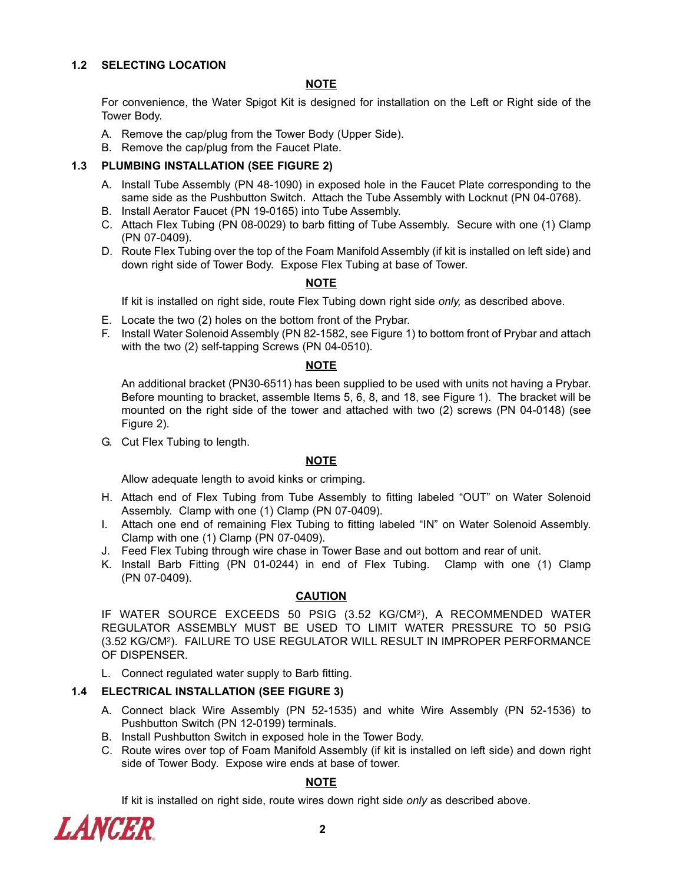### 1.2 SELECTING LOCATION

**NOTE**

For convenience, the Water Spigot Kit is designed for installation on the Left or Right side of the Tower Body.

A. Remove the cap/plug from the Tower Body (Upper Side).
B. Remove the cap/plug from the Faucet Plate.

### 1.3 PLUMBING INSTALLATION (SEE FIGURE 2)

A. Install Tube Assembly (PN 48-1090) in exposed hole in the Faucet Plate corresponding to the same side as the Pushbutton Switch. Attach the Tube Assembly with Locknut (PN 04-0768).
B. Install Aerator Faucet (PN 19-0165) into Tube Assembly.
C. Attach Flex Tubing (PN 08-0029) to barb fitting of Tube Assembly. Secure with one (1) Clamp (PN 07-0409).
D. Route Flex Tubing over the top of the Foam Manifold Assembly (if kit is installed on left side) and down right side of Tower Body. Expose Flex Tubing at base of Tower.

**NOTE**

If kit is installed on right side, route Flex Tubing down right side *only,* as described above.

E. Locate the two (2) holes on the bottom front of the Prybar.
F. Install Water Solenoid Assembly (PN 82-1582, see Figure 1) to bottom front of Prybar and attach with the two (2) self-tapping Screws (PN 04-0510).

**NOTE**

An additional bracket (PN30-6511) has been supplied to be used with units not having a Prybar. Before mounting to bracket, assemble Items 5, 6, 8, and 18, see Figure 1). The bracket will be mounted on the right side of the tower and attached with two (2) screws (PN 04-0148) (see Figure 2).

G. Cut Flex Tubing to length.

**NOTE**

Allow adequate length to avoid kinks or crimping.

H. Attach end of Flex Tubing from Tube Assembly to fitting labeled “OUT” on Water Solenoid Assembly. Clamp with one (1) Clamp (PN 07-0409).
I. Attach one end of remaining Flex Tubing to fitting labeled “IN” on Water Solenoid Assembly. Clamp with one (1) Clamp (PN 07-0409).
J. Feed Flex Tubing through wire chase in Tower Base and out bottom and rear of unit.
K. Install Barb Fitting (PN 01-0244) in end of Flex Tubing. Clamp with one (1) Clamp (PN 07-0409).

**CAUTION**

IF WATER SOURCE EXCEEDS 50 PSIG (3.52 KG/CM$^2$), A RECOMMENDED WATER REGULATOR ASSEMBLY MUST BE USED TO LIMIT WATER PRESSURE TO 50 PSIG (3.52 KG/CM$^2$). FAILURE TO USE REGULATOR WILL RESULT IN IMPROPER PERFORMANCE OF DISPENSER.

L. Connect regulated water supply to Barb fitting.

### 1.4 ELECTRICAL INSTALLATION (SEE FIGURE 3)

A. Connect black Wire Assembly (PN 52-1535) and white Wire Assembly (PN 52-1536) to Pushbutton Switch (PN 12-0199) terminals.
B. Install Pushbutton Switch in exposed hole in the Tower Body.
C. Route wires over top of Foam Manifold Assembly (if kit is installed on left side) and down right side of Tower Body. Expose wire ends at base of tower.

**NOTE**

If kit is installed on right side, route wires down right side *only* as described above.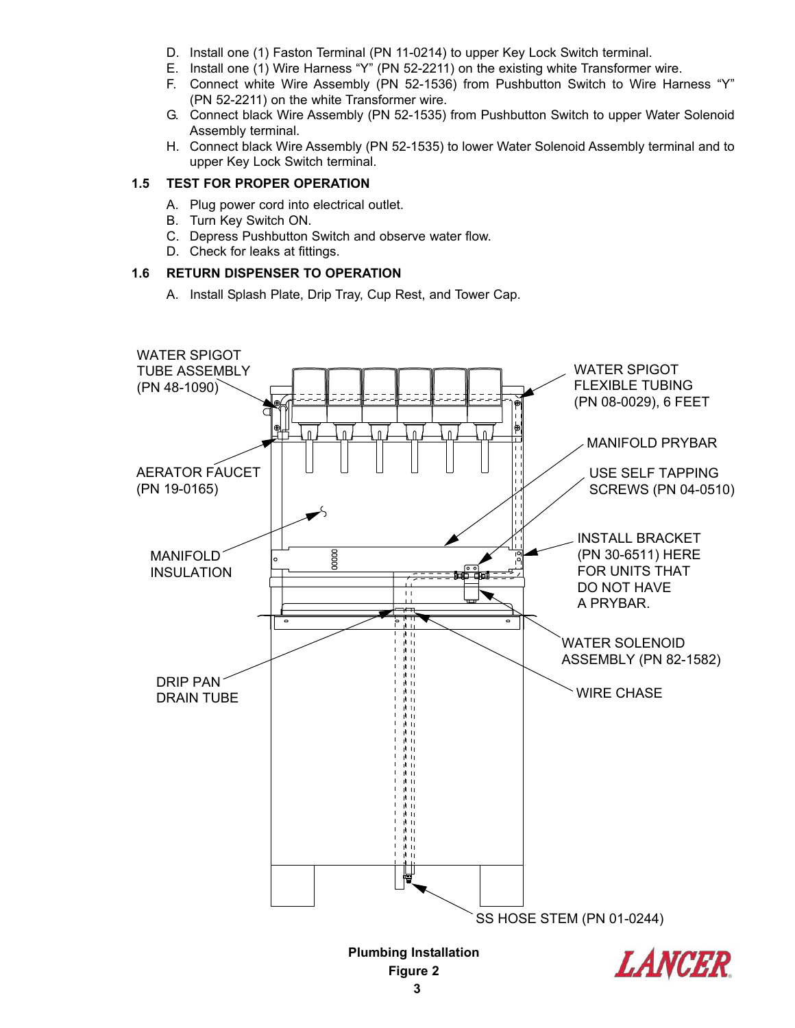D. Install one (1) Faston Terminal (PN 11-0214) to upper Key Lock Switch terminal.
E. Install one (1) Wire Harness “Y” (PN 52-2211) on the existing white Transformer wire.
F. Connect white Wire Assembly (PN 52-1536) from Pushbutton Switch to Wire Harness “Y” (PN 52-2211) on the white Transformer wire.
G. Connect black Wire Assembly (PN 52-1535) from Pushbutton Switch to upper Water Solenoid Assembly terminal.
H. Connect black Wire Assembly (PN 52-1535) to lower Water Solenoid Assembly terminal and to upper Key Lock Switch terminal.

### 1.5 TEST FOR PROPER OPERATION

A. Plug power cord into electrical outlet.
B. Turn Key Switch ON.
C. Depress Pushbutton Switch and observe water flow.
D. Check for leaks at fittings.

### 1.6 RETURN DISPENSER TO OPERATION

A. Install Splash Plate, Drip Tray, Cup Rest, and Tower Cap.

WATER SPIGOT TUBE ASSEMBLY (PN 48-1090)

WATER SPIGOT FLEXIBLE TUBING (PN 08-0029), 6 FEET

MANIFOLD PRYBAR

AERATOR FAUCET (PN 19-0165)

USE SELF TAPPING SCREWS (PN 04-0510)

MANIFOLD INSULATION

INSTALL BRACKET (PN 30-6511) HERE FOR UNITS THAT DO NOT HAVE A PRYBAR.

WATER SOLENOID ASSEMBLY (PN 82-1582)

DRIP PAN DRAIN TUBE

WIRE CHASE

SS HOSE STEM (PN 01-0244)

**Plumbing Installation**
**Figure 2**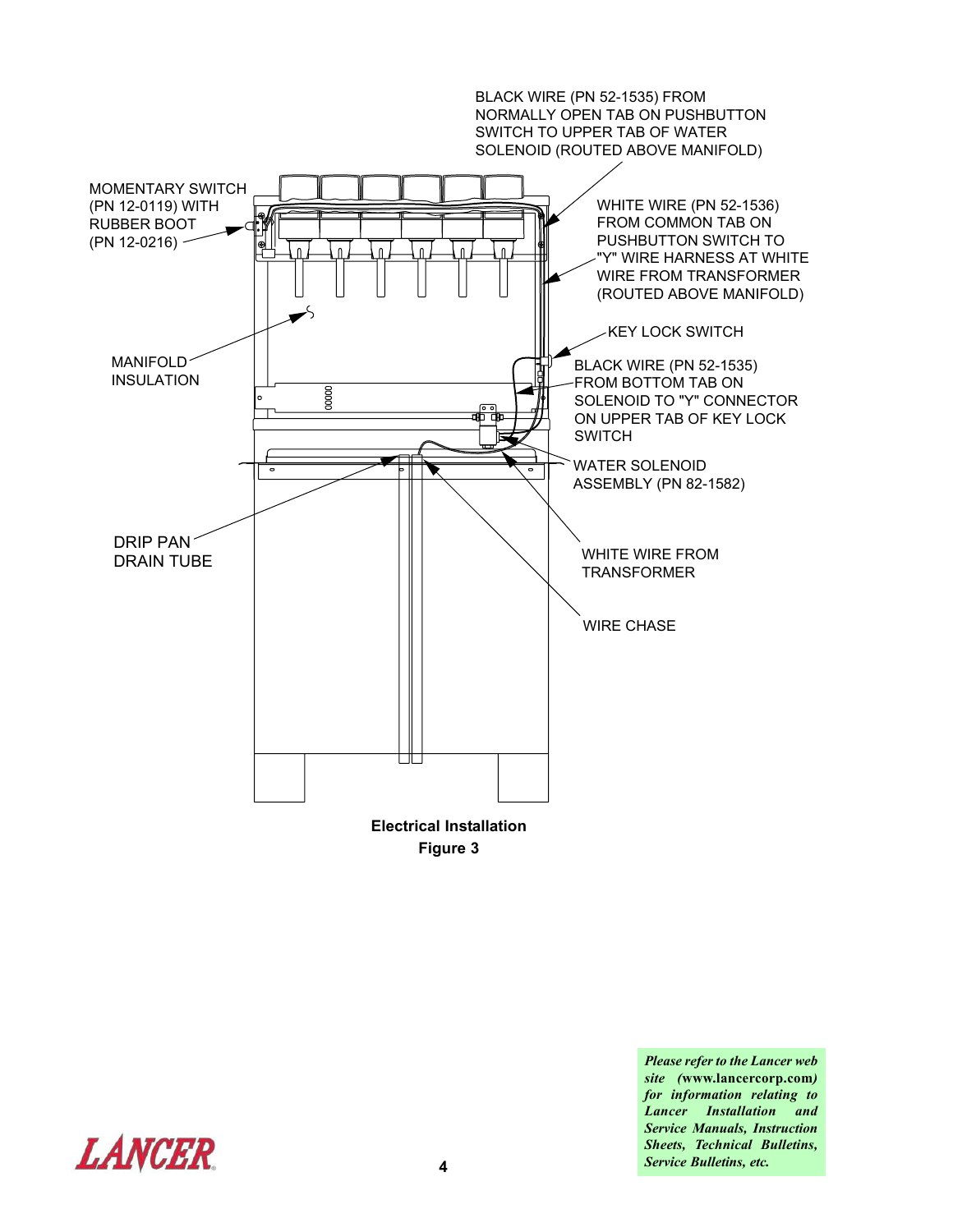BLACK WIRE (PN 52-1535) FROM NORMALLY OPEN TAB ON PUSHBUTTON SWITCH TO UPPER TAB OF WATER SOLENOID (ROUTED ABOVE MANIFOLD)

MOMENTARY SWITCH (PN 12-0119) WITH RUBBER BOOT (PN 12-0216)

WHITE WIRE (PN 52-1536) FROM COMMON TAB ON PUSHBUTTON SWITCH TO "Y" WIRE HARNESS AT WHITE WIRE FROM TRANSFORMER (ROUTED ABOVE MANIFOLD)

KEY LOCK SWITCH

MANIFOLD INSULATION

BLACK WIRE (PN 52-1535) FROM BOTTOM TAB ON SOLENOID TO "Y" CONNECTOR ON UPPER TAB OF KEY LOCK SWITCH

WATER SOLENOID ASSEMBLY (PN 82-1582)

DRIP PAN DRAIN TUBE

WHITE WIRE FROM TRANSFORMER

WIRE CHASE

**Electrical Installation**
**Figure 3**

***Please refer to the Lancer web site (www.lancercorp.com) for information relating to Lancer Installation and Service Manuals, Instruction Sheets, Technical Bulletins, Service Bulletins, etc.***